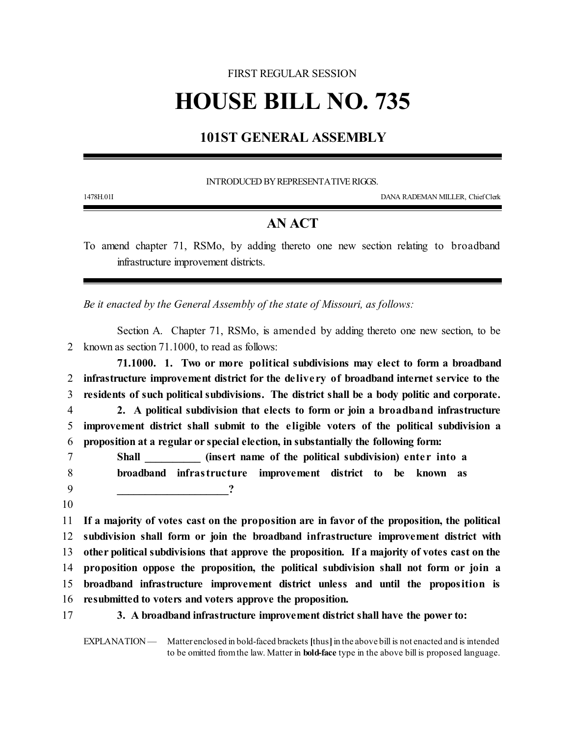FIRST REGULAR SESSION

# HOUSE BILL NO. 735

## 101ST GENERAL ASSEMBLY

INTRODUCED BY REPRESENTATIVE RIGGS.

1478H.01I DANA RADEMAN MILLER, Chief Clerk

## AN ACT

To amend chapter 71, RSMo, by adding thereto one new section relating to broadband infrastructure improvement districts.

*Be it enacted by the General Assembly of the state of Missouri, as follows:*

Section A. Chapter 71, RSMo, is amended by adding thereto one new section, to be known as section 71.1000, to read as follows:

**71.1000. 1. Two or more political subdivisions may elect to form a broadband infrastructure improvement district for the delivery of broadband internet service to the residents of such political subdivisions. The district shall be a body politic and corporate.**

**2. A political subdivision that elects to form or join a broadband infrastructure improvement district shall submit to the eligible voters of the political subdivision a proposition at a regular or special election, in substantially the following form:**

> **Shall __________ (insert name of the political subdivision) enter into a broadband infrastructure improvement district to be known as ____________________?**

**If a majority of votes cast on the proposition are in favor of the proposition, the political subdivision shall form or join the broadband infrastructure improvement district with other political subdivisions that approve the proposition. If a majority of votes cast on the proposition oppose the proposition, the political subdivision shall not form or join a broadband infrastructure improvement district unless and until the proposition is resubmitted to voters and voters approve the proposition.**

**3. A broadband infrastructure improvement district shall have the power to:**

EXPLANATION — Matter enclosed in bold-faced brackets [thus] in the above bill is not enacted and is intended to be omitted from the law. Matter in **bold-face** type in the above bill is proposed language.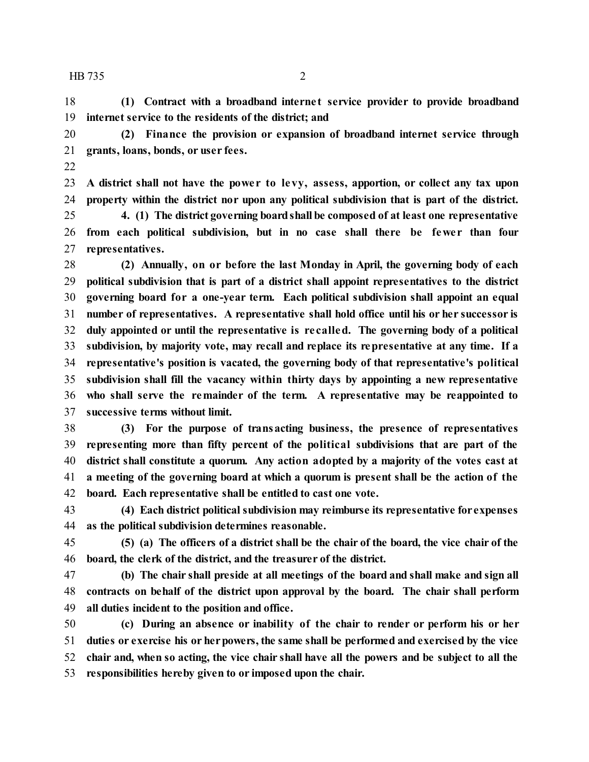**(1) Contract with a broadband internet service provider to provide broadband internet service to the residents of the district; and**

**(2) Finance the provision or expansion of broadband internet service through grants, loans, bonds, or user fees.**

**A district shall not have the power to levy, assess, apportion, or collect any tax upon property within the district nor upon any political subdivision that is part of the district.**

**4. (1) The district governing board shall be composed of at least one representative from each political subdivision, but in no case shall there be fewer than four representatives.**

**(2) Annually, on or before the last Monday in April, the governing body of each political subdivision that is part of a district shall appoint representatives to the district governing board for a one-year term. Each political subdivision shall appoint an equal number of representatives. A representative shall hold office until his or her successor is duly appointed or until the representative is recalled. The governing body of a political subdivision, by majority vote, may recall and replace its representative at any time. If a representative's position is vacated, the governing body of that representative's political subdivision shall fill the vacancy within thirty days by appointing a new representative who shall serve the remainder of the term. A representative may be reappointed to successive terms without limit.**

**(3) For the purpose of transacting business, the presence of representatives representing more than fifty percent of the political subdivisions that are part of the district shall constitute a quorum. Any action adopted by a majority of the votes cast at a meeting of the governing board at which a quorum is present shall be the action of the board. Each representative shall be entitled to cast one vote.**

**(4) Each district political subdivision may reimburse its representative for expenses as the political subdivision determines reasonable.**

**(5) (a) The officers of a district shall be the chair of the board, the vice chair of the board, the clerk of the district, and the treasurer of the district.**

**(b) The chair shall preside at all meetings of the board and shall make and sign all contracts on behalf of the district upon approval by the board. The chair shall perform all duties incident to the position and office.**

**(c) During an absence or inability of the chair to render or perform his or her duties or exercise his or her powers, the same shall be performed and exercised by the vice chair and, when so acting, the vice chair shall have all the powers and be subject to all the responsibilities hereby given to or imposed upon the chair.**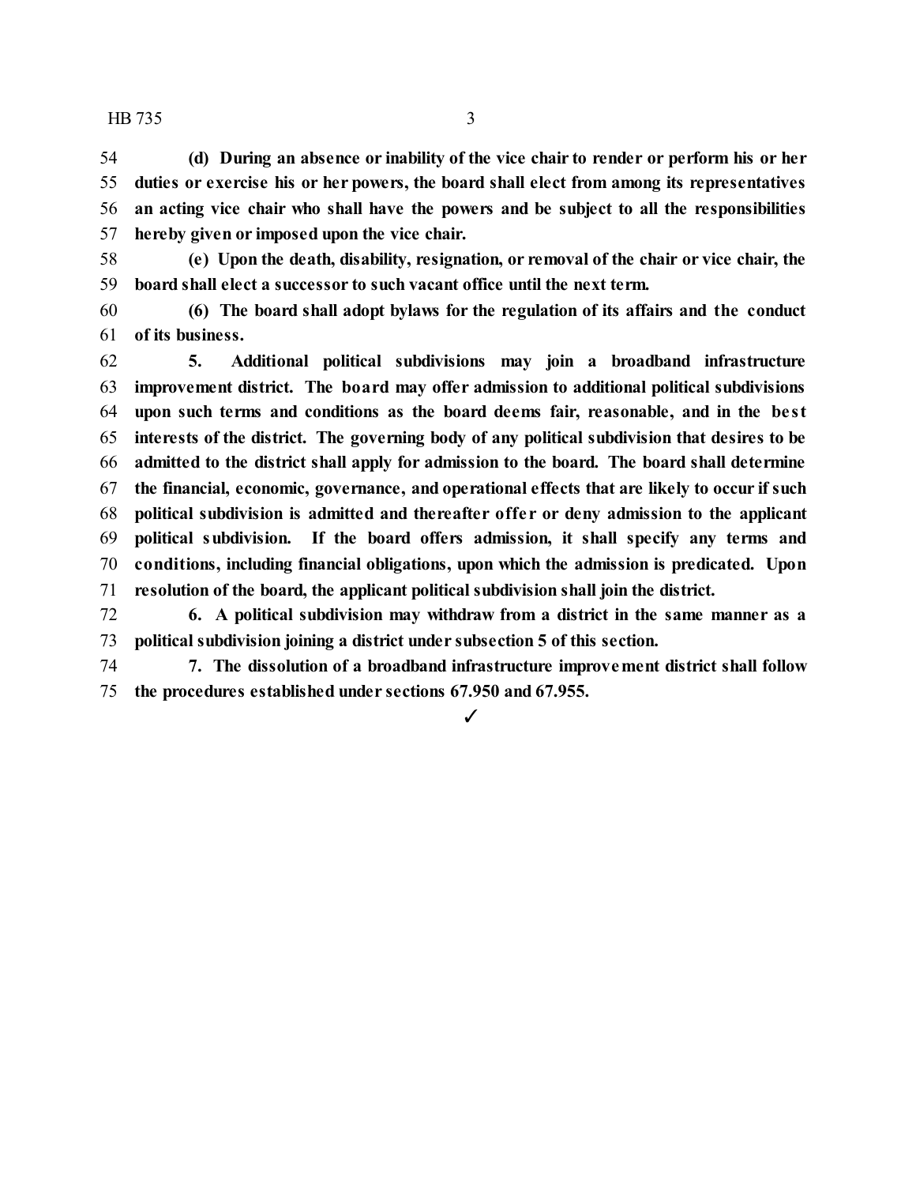**(d) During an absence or inability of the vice chair to render or perform his or her duties or exercise his or her powers, the board shall elect from among its representatives an acting vice chair who shall have the powers and be subject to all the responsibilities hereby given or imposed upon the vice chair.**

**(e) Upon the death, disability, resignation, or removal of the chair or vice chair, the board shall elect a successor to such vacant office until the next term.**

**(6) The board shall adopt bylaws for the regulation of its affairs and the conduct of its business.**

**5. Additional political subdivisions may join a broadband infrastructure improvement district. The board may offer admission to additional political subdivisions upon such terms and conditions as the board deems fair, reasonable, and in the best interests of the district. The governing body of any political subdivision that desires to be admitted to the district shall apply for admission to the board. The board shall determine the financial, economic, governance, and operational effects that are likely to occur if such political subdivision is admitted and thereafter offer or deny admission to the applicant political subdivision. If the board offers admission, it shall specify any terms and conditions, including financial obligations, upon which the admission is predicated. Upon resolution of the board, the applicant political subdivision shall join the district.**

**6. A political subdivision may withdraw from a district in the same manner as a political subdivision joining a district under subsection 5 of this section.**

**7. The dissolution of a broadband infrastructure improvement district shall follow the procedures established under sections 67.950 and 67.955.**

✓